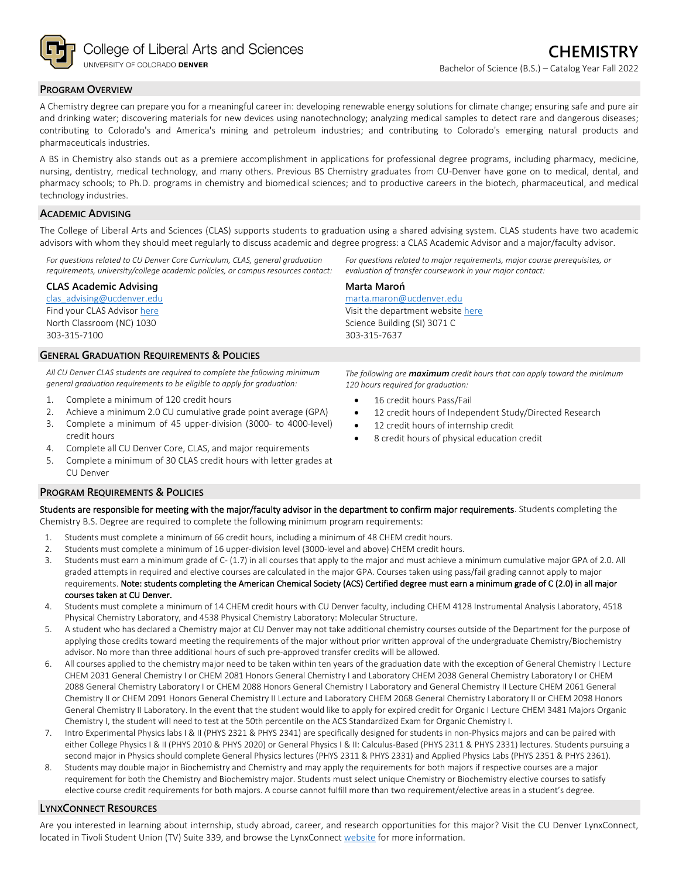College of Liberal Arts and Sciences
UNIVERSITY OF COLORADO **DENVER**

# CHEMISTRY

Bachelor of Science (B.S.) – Catalog Year Fall 2022

## PROGRAM OVERVIEW

A Chemistry degree can prepare you for a meaningful career in: developing renewable energy solutions for climate change; ensuring safe and pure air and drinking water; discovering materials for new devices using nanotechnology; analyzing medical samples to detect rare and dangerous diseases; contributing to Colorado's and America's mining and petroleum industries; and contributing to Colorado's emerging natural products and pharmaceuticals industries.

A BS in Chemistry also stands out as a premiere accomplishment in applications for professional degree programs, including pharmacy, medicine, nursing, dentistry, medical technology, and many others. Previous BS Chemistry graduates from CU-Denver have gone on to medical, dental, and pharmacy schools; to Ph.D. programs in chemistry and biomedical sciences; and to productive careers in the biotech, pharmaceutical, and medical technology industries.

## ACADEMIC ADVISING

The College of Liberal Arts and Sciences (CLAS) supports students to graduation using a shared advising system. CLAS students have two academic advisors with whom they should meet regularly to discuss academic and degree progress: a CLAS Academic Advisor and a major/faculty advisor.

*For questions related to CU Denver Core Curriculum, CLAS, general graduation requirements, university/college academic policies, or campus resources contact:*

**CLAS Academic Advising**
clas_advising@ucdenver.edu
Find your CLAS Advisor here
North Classroom (NC) 1030
303-315-7100

*For questions related to major requirements, major course prerequisites, or evaluation of transfer coursework in your major contact:*

**Marta Maroń**
marta.maron@ucdenver.edu
Visit the department website here
Science Building (SI) 3071 C
303-315-7637

## GENERAL GRADUATION REQUIREMENTS & POLICIES

*All CU Denver CLAS students are required to complete the following minimum general graduation requirements to be eligible to apply for graduation:*

1. Complete a minimum of 120 credit hours
2. Achieve a minimum 2.0 CU cumulative grade point average (GPA)
3. Complete a minimum of 45 upper-division (3000- to 4000-level) credit hours
4. Complete all CU Denver Core, CLAS, and major requirements
5. Complete a minimum of 30 CLAS credit hours with letter grades at CU Denver

*The following are **maximum** credit hours that can apply toward the minimum 120 hours required for graduation:*

- 16 credit hours Pass/Fail
- 12 credit hours of Independent Study/Directed Research
- 12 credit hours of internship credit
- 8 credit hours of physical education credit

## PROGRAM REQUIREMENTS & POLICIES

Students are responsible for meeting with the major/faculty advisor in the department to confirm major requirements. Students completing the Chemistry B.S. Degree are required to complete the following minimum program requirements:

1. Students must complete a minimum of 66 credit hours, including a minimum of 48 CHEM credit hours.
2. Students must complete a minimum of 16 upper-division level (3000-level and above) CHEM credit hours.
3. Students must earn a minimum grade of C- (1.7) in all courses that apply to the major and must achieve a minimum cumulative major GPA of 2.0. All graded attempts in required and elective courses are calculated in the major GPA. Courses taken using pass/fail grading cannot apply to major requirements. Note: students completing the American Chemical Society (ACS) Certified degree must earn a minimum grade of C (2.0) in all major courses taken at CU Denver.
4. Students must complete a minimum of 14 CHEM credit hours with CU Denver faculty, including CHEM 4128 Instrumental Analysis Laboratory, 4518 Physical Chemistry Laboratory, and 4538 Physical Chemistry Laboratory: Molecular Structure.
5. A student who has declared a Chemistry major at CU Denver may not take additional chemistry courses outside of the Department for the purpose of applying those credits toward meeting the requirements of the major without prior written approval of the undergraduate Chemistry/Biochemistry advisor. No more than three additional hours of such pre-approved transfer credits will be allowed.
6. All courses applied to the chemistry major need to be taken within ten years of the graduation date with the exception of General Chemistry I Lecture CHEM 2031 General Chemistry I or CHEM 2081 Honors General Chemistry I and Laboratory CHEM 2038 General Chemistry Laboratory I or CHEM 2088 General Chemistry Laboratory I or CHEM 2088 Honors General Chemistry I Laboratory and General Chemistry II Lecture CHEM 2061 General Chemistry II or CHEM 2091 Honors General Chemistry II Lecture and Laboratory CHEM 2068 General Chemistry Laboratory II or CHEM 2098 Honors General Chemistry II Laboratory. In the event that the student would like to apply for expired credit for Organic I Lecture CHEM 3481 Majors Organic Chemistry I, the student will need to test at the 50th percentile on the ACS Standardized Exam for Organic Chemistry I.
7. Intro Experimental Physics labs I & II (PHYS 2321 & PHYS 2341) are specifically designed for students in non-Physics majors and can be paired with either College Physics I & II (PHYS 2010 & PHYS 2020) or General Physics I & II: Calculus-Based (PHYS 2311 & PHYS 2331) lectures. Students pursuing a second major in Physics should complete General Physics lectures (PHYS 2311 & PHYS 2331) and Applied Physics Labs (PHYS 2351 & PHYS 2361).
8. Students may double major in Biochemistry and Chemistry and may apply the requirements for both majors if respective courses are a major requirement for both the Chemistry and Biochemistry major. Students must select unique Chemistry or Biochemistry elective courses to satisfy elective course credit requirements for both majors. A course cannot fulfill more than two requirement/elective areas in a student's degree.

## LYNXCONNECT RESOURCES

Are you interested in learning about internship, study abroad, career, and research opportunities for this major? Visit the CU Denver LynxConnect, located in Tivoli Student Union (TV) Suite 339, and browse the LynxConnect website for more information.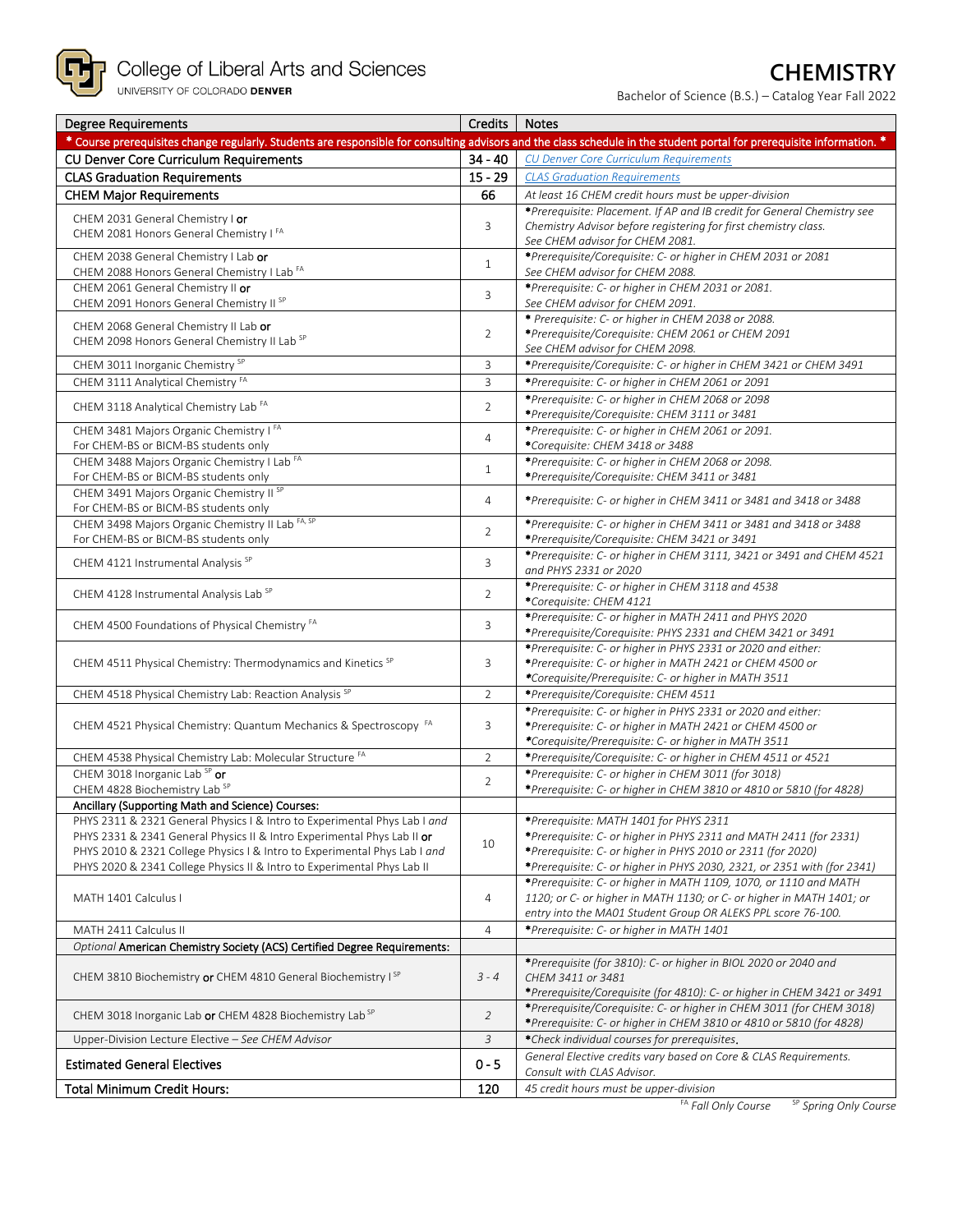College of Liberal Arts and Sciences
UNIVERSITY OF COLORADO DENVER

# CHEMISTRY

Bachelor of Science (B.S.) – Catalog Year Fall 2022

| Degree Requirements | Credits | Notes |
|---|---|---|
| * Course prerequisites change regularly. Students are responsible for consulting advisors and the class schedule in the student portal for prerequisite information. * | | |
| **CU Denver Core Curriculum Requirements** | **34 - 40** | *CU Denver Core Curriculum Requirements* |
| **CLAS Graduation Requirements** | **15 - 29** | *CLAS Graduation Requirements* |
| **CHEM Major Requirements** | **66** | *At least 16 CHEM credit hours must be upper-division* |
| CHEM 2031 General Chemistry I **or** CHEM 2081 Honors General Chemistry I [FA] | 3 | *\*Prerequisite: Placement. If AP and IB credit for General Chemistry see Chemistry Advisor before registering for first chemistry class. See CHEM advisor for CHEM 2081.* |
| CHEM 2038 General Chemistry I Lab **or** CHEM 2088 Honors General Chemistry I Lab [FA] | 1 | *\*Prerequisite/Corequisite: C- or higher in CHEM 2031 or 2081 See CHEM advisor for CHEM 2088.* |
| CHEM 2061 General Chemistry II **or** CHEM 2091 Honors General Chemistry II [SP] | 3 | *\*Prerequisite: C- or higher in CHEM 2031 or 2081. See CHEM advisor for CHEM 2091.* |
| CHEM 2068 General Chemistry II Lab **or** CHEM 2098 Honors General Chemistry II Lab [SP] | 2 | *\* Prerequisite: C- or higher in CHEM 2038 or 2088. \*Prerequisite/Corequisite: CHEM 2061 or CHEM 2091 See CHEM advisor for CHEM 2098.* |
| CHEM 3011 Inorganic Chemistry [SP] | 3 | *\*Prerequisite/Corequisite: C- or higher in CHEM 3421 or CHEM 3491* |
| CHEM 3111 Analytical Chemistry [FA] | 3 | *\*Prerequisite: C- or higher in CHEM 2061 or 2091* |
| CHEM 3118 Analytical Chemistry Lab [FA] | 2 | *\*Prerequisite: C- or higher in CHEM 2068 or 2098 \*Prerequisite/Corequisite: CHEM 3111 or 3481* |
| CHEM 3481 Majors Organic Chemistry I [FA] For CHEM-BS or BICM-BS students only | 4 | *\*Prerequisite: C- or higher in CHEM 2061 or 2091. \*Corequisite: CHEM 3418 or 3488* |
| CHEM 3488 Majors Organic Chemistry I Lab [FA] For CHEM-BS or BICM-BS students only | 1 | *\*Prerequisite: C- or higher in CHEM 2068 or 2098. \*Prerequisite/Corequisite: CHEM 3411 or 3481* |
| CHEM 3491 Majors Organic Chemistry II [SP] For CHEM-BS or BICM-BS students only | 4 | *\*Prerequisite: C- or higher in CHEM 3411 or 3481 and 3418 or 3488* |
| CHEM 3498 Majors Organic Chemistry II Lab [FA, SP] For CHEM-BS or BICM-BS students only | 2 | *\*Prerequisite: C- or higher in CHEM 3411 or 3481 and 3418 or 3488 \*Prerequisite/Corequisite: CHEM 3421 or 3491* |
| CHEM 4121 Instrumental Analysis [SP] | 3 | *\*Prerequisite: C- or higher in CHEM 3111, 3421 or 3491 and CHEM 4521 and PHYS 2331 or 2020* |
| CHEM 4128 Instrumental Analysis Lab [SP] | 2 | *\*Prerequisite: C- or higher in CHEM 3118 and 4538 \*Corequisite: CHEM 4121* |
| CHEM 4500 Foundations of Physical Chemistry [FA] | 3 | *\*Prerequisite: C- or higher in MATH 2411 and PHYS 2020 \*Prerequisite/Corequisite: PHYS 2331 and CHEM 3421 or 3491* |
| CHEM 4511 Physical Chemistry: Thermodynamics and Kinetics [SP] | 3 | *\*Prerequisite: C- or higher in PHYS 2331 or 2020 and either: \*Prerequisite: C- or higher in MATH 2421 or CHEM 4500 or \*Corequisite/Prerequisite: C- or higher in MATH 3511* |
| CHEM 4518 Physical Chemistry Lab: Reaction Analysis [SP] | 2 | *\*Prerequisite/Corequisite: CHEM 4511* |
| CHEM 4521 Physical Chemistry: Quantum Mechanics & Spectroscopy [FA] | 3 | *\*Prerequisite: C- or higher in PHYS 2331 or 2020 and either: \*Prerequisite: C- or higher in MATH 2421 or CHEM 4500 or \*Corequisite/Prerequisite: C- or higher in MATH 3511* |
| CHEM 4538 Physical Chemistry Lab: Molecular Structure [FA] | 2 | *\*Prerequisite/Corequisite: C- or higher in CHEM 4511 or 4521* |
| CHEM 3018 Inorganic Lab [SP] **or** CHEM 4828 Biochemistry Lab [SP] | 2 | *\*Prerequisite: C- or higher in CHEM 3011 (for 3018) \*Prerequisite: C- or higher in CHEM 3810 or 4810 or 5810 (for 4828)* |
| **Ancillary (Supporting Math and Science) Courses:** | | |
| PHYS 2311 & 2321 General Physics I & Intro to Experimental Phys Lab I *and* PHYS 2331 & 2341 General Physics II & Intro Experimental Phys Lab II **or** PHYS 2010 & 2321 College Physics I & Intro to Experimental Phys Lab I *and* PHYS 2020 & 2341 College Physics II & Intro to Experimental Phys Lab II | 10 | *\*Prerequisite: MATH 1401 for PHYS 2311 \*Prerequisite: C- or higher in PHYS 2311 and MATH 2411 (for 2331) \*Prerequisite: C- or higher in PHYS 2010 or 2311 (for 2020) \*Prerequisite: C- or higher in PHYS 2030, 2321, or 2351 with (for 2341)* |
| MATH 1401 Calculus I | 4 | *\*Prerequisite: C- or higher in MATH 1109, 1070, or 1110 and MATH 1120; or C- or higher in MATH 1130; or C- or higher in MATH 1401; or entry into the MA01 Student Group OR ALEKS PPL score 76-100.* |
| MATH 2411 Calculus II | 4 | *\*Prerequisite: C- or higher in MATH 1401* |
| *Optional* **American Chemistry Society (ACS) Certified Degree Requirements:** | | |
| CHEM 3810 Biochemistry **or** CHEM 4810 General Biochemistry I [SP] | *3 - 4* | *\*Prerequisite (for 3810): C- or higher in BIOL 2020 or 2040 and CHEM 3411 or 3481 \*Prerequisite/Corequisite (for 4810): C- or higher in CHEM 3421 or 3491* |
| CHEM 3018 Inorganic Lab **or** CHEM 4828 Biochemistry Lab [SP] | *2* | *\*Prerequisite/Corequisite: C- or higher in CHEM 3011 (for CHEM 3018) \*Prerequisite: C- or higher in CHEM 3810 or 4810 or 5810 (for 4828)* |
| Upper-Division Lecture Elective – *See CHEM Advisor* | *3* | *\*Check individual courses for prerequisites.* |
| **Estimated General Electives** | **0 - 5** | *General Elective credits vary based on Core & CLAS Requirements. Consult with CLAS Advisor.* |
| **Total Minimum Credit Hours:** | **120** | *45 credit hours must be upper-division* |

*[FA] Fall Only Course   [SP] Spring Only Course*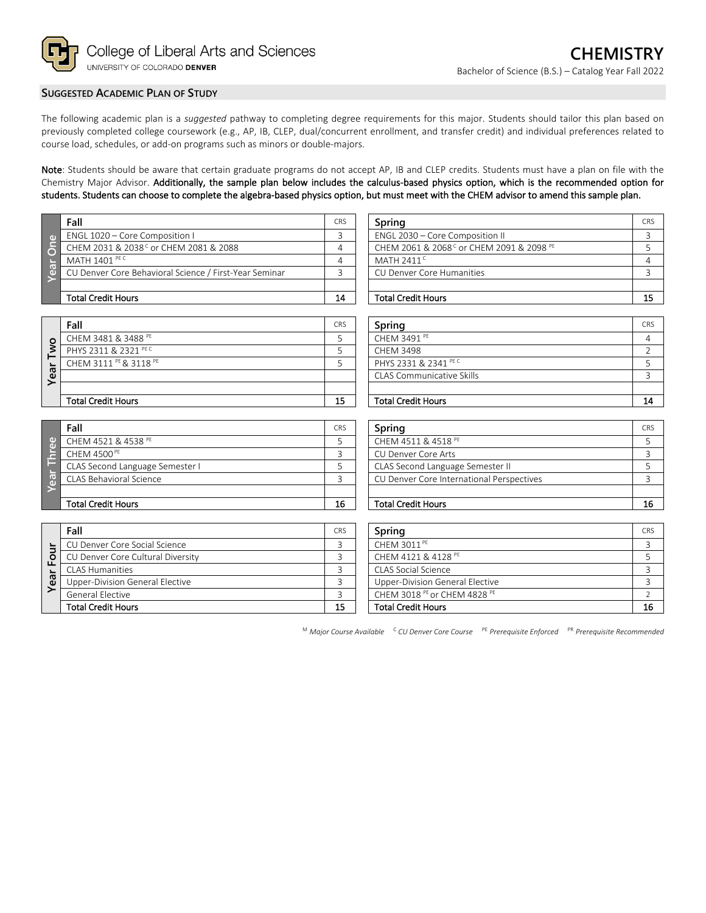# CHEMISTRY

Bachelor of Science (B.S.) – Catalog Year Fall 2022

## SUGGESTED ACADEMIC PLAN OF STUDY

The following academic plan is a *suggested* pathway to completing degree requirements for this major. Students should tailor this plan based on previously completed college coursework (e.g., AP, IB, CLEP, dual/concurrent enrollment, and transfer credit) and individual preferences related to course load, schedules, or add-on programs such as minors or double-majors.

**Note**: Students should be aware that certain graduate programs do not accept AP, IB and CLEP credits. Students must have a plan on file with the Chemistry Major Advisor. **Additionally, the sample plan below includes the calculus-based physics option, which is the recommended option for students. Students can choose to complete the algebra-based physics option, but must meet with the CHEM advisor to amend this sample plan.**

### Year One

| Fall | CRS | Spring | CRS |
|---|---|---|---|
| ENGL 1020 – Core Composition I | 3 | ENGL 2030 – Core Composition II | 3 |
| CHEM 2031 & 2038 [C] or CHEM 2081 & 2088 | 4 | CHEM 2061 & 2068 [C] or CHEM 2091 & 2098 [PE] | 5 |
| MATH 1401 [PE C] | 4 | MATH 2411 [C] | 4 |
| CU Denver Core Behavioral Science / First-Year Seminar | 3 | CU Denver Core Humanities | 3 |
| | | | |
| **Total Credit Hours** | **14** | **Total Credit Hours** | **15** |

### Year Two

| Fall | CRS | Spring | CRS |
|---|---|---|---|
| CHEM 3481 & 3488 [PE] | 5 | CHEM 3491 [PE] | 4 |
| PHYS 2311 & 2321 [PE C] | 5 | CHEM 3498 | 2 |
| CHEM 3111 [PE] & 3118 [PE] | 5 | PHYS 2331 & 2341 [PE C] | 5 |
| | | CLAS Communicative Skills | 3 |
| | | | |
| **Total Credit Hours** | **15** | **Total Credit Hours** | **14** |

### Year Three

| Fall | CRS | Spring | CRS |
|---|---|---|---|
| CHEM 4521 & 4538 [PE] | 5 | CHEM 4511 & 4518 [PE] | 5 |
| CHEM 4500 [PE] | 3 | CU Denver Core Arts | 3 |
| CLAS Second Language Semester I | 5 | CLAS Second Language Semester II | 5 |
| CLAS Behavioral Science | 3 | CU Denver Core International Perspectives | 3 |
| | | | |
| **Total Credit Hours** | **16** | **Total Credit Hours** | **16** |

### Year Four

| Fall | CRS | Spring | CRS |
|---|---|---|---|
| CU Denver Core Social Science | 3 | CHEM 3011 [PE] | 3 |
| CU Denver Core Cultural Diversity | 3 | CHEM 4121 & 4128 [PE] | 5 |
| CLAS Humanities | 3 | CLAS Social Science | 3 |
| Upper-Division General Elective | 3 | Upper-Division General Elective | 3 |
| General Elective | 3 | CHEM 3018 [PE] or CHEM 4828 [PE] | 2 |
| **Total Credit Hours** | **15** | **Total Credit Hours** | **16** |

[M] *Major Course Available* [C] *CU Denver Core Course* [PE] *Prerequisite Enforced* [PR] *Prerequisite Recommended*